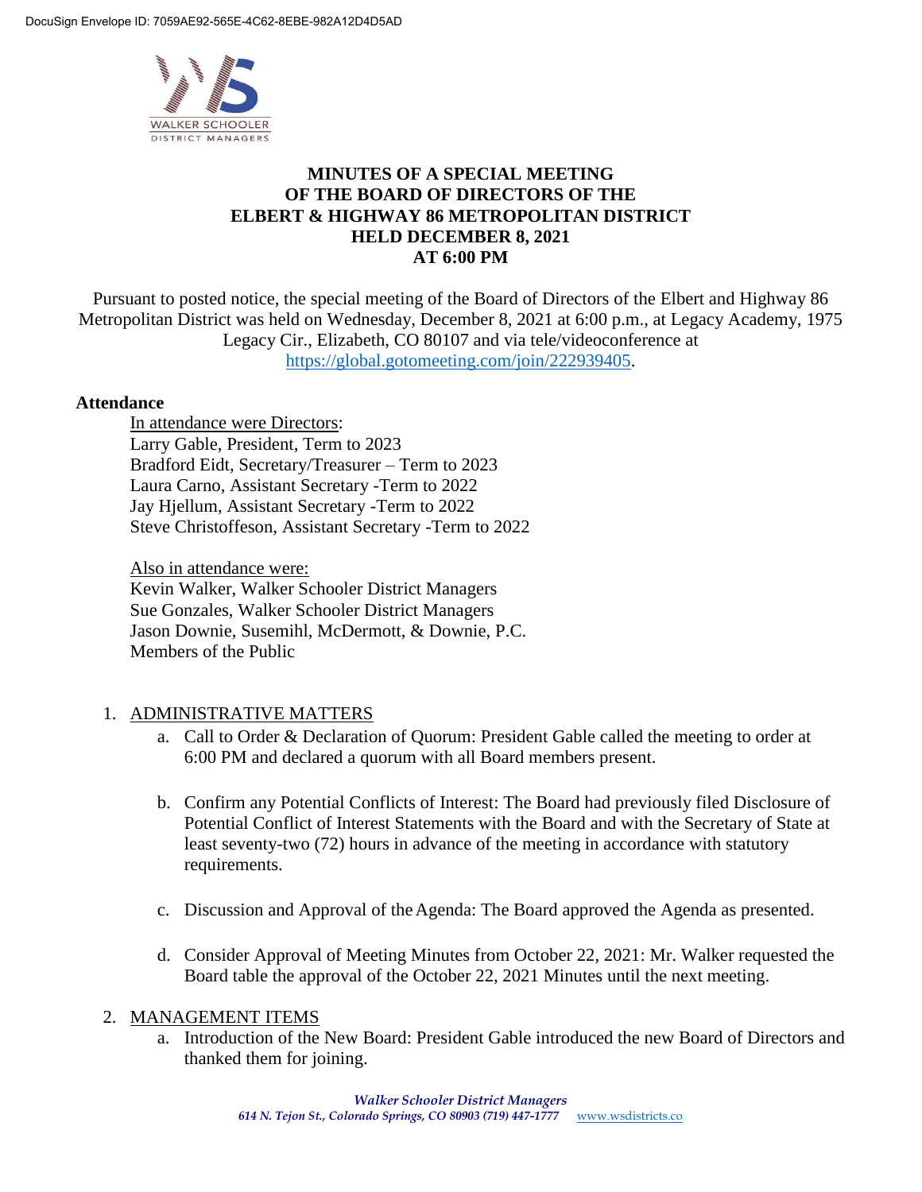# MINUTES OF A SPECIAL MEETING OF THE BOARD OF DIRECTORS OF THE ELBERT & HIGHWAY 86 METROPOLITAN DISTRICT HELD DECEMBER 8, 2021 AT 6:00 PM

Pursuant to posted notice, the special meeting of the Board of Directors of the Elbert and Highway 86 Metropolitan District was held on Wednesday, December 8, 2021 at 6:00 p.m., at Legacy Academy, 1975 Legacy Cir., Elizabeth, CO 80107 and via tele/videoconference at https://global.gotomeeting.com/join/222939405.

**Attendance**

In attendance were Directors:
Larry Gable, President, Term to 2023
Bradford Eidt, Secretary/Treasurer – Term to 2023
Laura Carno, Assistant Secretary -Term to 2022
Jay Hjellum, Assistant Secretary -Term to 2022
Steve Christoffeson, Assistant Secretary -Term to 2022

Also in attendance were:
Kevin Walker, Walker Schooler District Managers
Sue Gonzales, Walker Schooler District Managers
Jason Downie, Susemihl, McDermott, & Downie, P.C.
Members of the Public

1. ADMINISTRATIVE MATTERS
   a. Call to Order & Declaration of Quorum: President Gable called the meeting to order at 6:00 PM and declared a quorum with all Board members present.

   b. Confirm any Potential Conflicts of Interest: The Board had previously filed Disclosure of Potential Conflict of Interest Statements with the Board and with the Secretary of State at least seventy-two (72) hours in advance of the meeting in accordance with statutory requirements.

   c. Discussion and Approval of the Agenda: The Board approved the Agenda as presented.

   d. Consider Approval of Meeting Minutes from October 22, 2021: Mr. Walker requested the Board table the approval of the October 22, 2021 Minutes until the next meeting.

2. MANAGEMENT ITEMS
   a. Introduction of the New Board: President Gable introduced the new Board of Directors and thanked them for joining.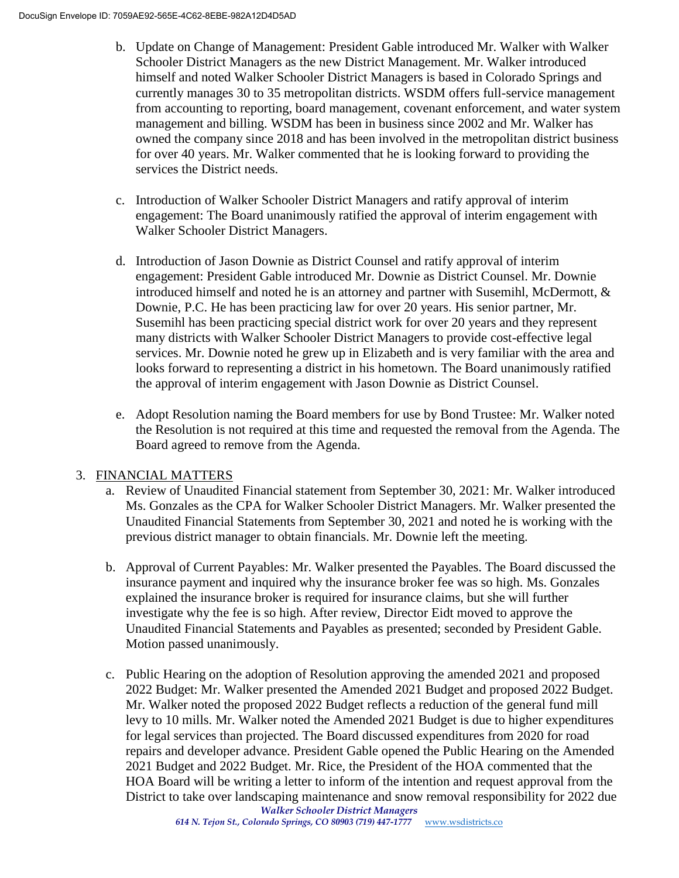b. Update on Change of Management: President Gable introduced Mr. Walker with Walker Schooler District Managers as the new District Management. Mr. Walker introduced himself and noted Walker Schooler District Managers is based in Colorado Springs and currently manages 30 to 35 metropolitan districts. WSDM offers full-service management from accounting to reporting, board management, covenant enforcement, and water system management and billing. WSDM has been in business since 2002 and Mr. Walker has owned the company since 2018 and has been involved in the metropolitan district business for over 40 years. Mr. Walker commented that he is looking forward to providing the services the District needs.

c. Introduction of Walker Schooler District Managers and ratify approval of interim engagement: The Board unanimously ratified the approval of interim engagement with Walker Schooler District Managers.

d. Introduction of Jason Downie as District Counsel and ratify approval of interim engagement: President Gable introduced Mr. Downie as District Counsel. Mr. Downie introduced himself and noted he is an attorney and partner with Susemihl, McDermott, & Downie, P.C. He has been practicing law for over 20 years. His senior partner, Mr. Susemihl has been practicing special district work for over 20 years and they represent many districts with Walker Schooler District Managers to provide cost-effective legal services. Mr. Downie noted he grew up in Elizabeth and is very familiar with the area and looks forward to representing a district in his hometown. The Board unanimously ratified the approval of interim engagement with Jason Downie as District Counsel.

e. Adopt Resolution naming the Board members for use by Bond Trustee: Mr. Walker noted the Resolution is not required at this time and requested the removal from the Agenda. The Board agreed to remove from the Agenda.

3. FINANCIAL MATTERS

a. Review of Unaudited Financial statement from September 30, 2021: Mr. Walker introduced Ms. Gonzales as the CPA for Walker Schooler District Managers. Mr. Walker presented the Unaudited Financial Statements from September 30, 2021 and noted he is working with the previous district manager to obtain financials. Mr. Downie left the meeting.

b. Approval of Current Payables: Mr. Walker presented the Payables. The Board discussed the insurance payment and inquired why the insurance broker fee was so high. Ms. Gonzales explained the insurance broker is required for insurance claims, but she will further investigate why the fee is so high. After review, Director Eidt moved to approve the Unaudited Financial Statements and Payables as presented; seconded by President Gable. Motion passed unanimously.

c. Public Hearing on the adoption of Resolution approving the amended 2021 and proposed 2022 Budget: Mr. Walker presented the Amended 2021 Budget and proposed 2022 Budget. Mr. Walker noted the proposed 2022 Budget reflects a reduction of the general fund mill levy to 10 mills. Mr. Walker noted the Amended 2021 Budget is due to higher expenditures for legal services than projected. The Board discussed expenditures from 2020 for road repairs and developer advance. President Gable opened the Public Hearing on the Amended 2021 Budget and 2022 Budget. Mr. Rice, the President of the HOA commented that the HOA Board will be writing a letter to inform of the intention and request approval from the District to take over landscaping maintenance and snow removal responsibility for 2022 due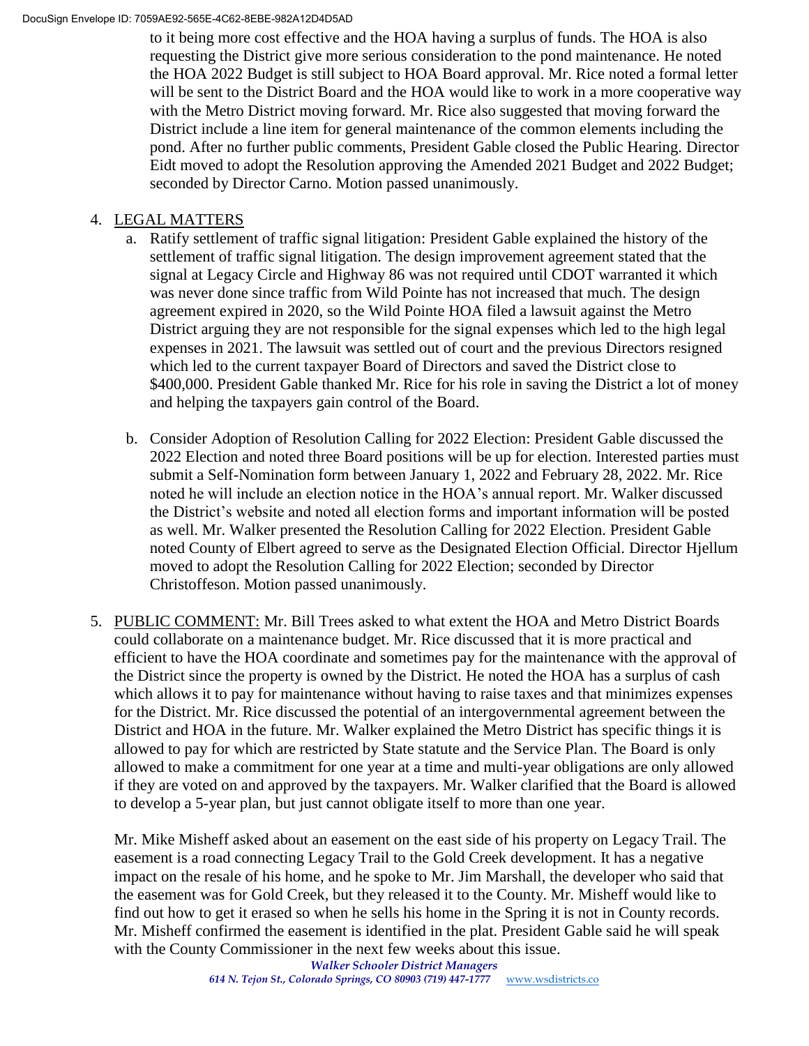to it being more cost effective and the HOA having a surplus of funds. The HOA is also requesting the District give more serious consideration to the pond maintenance. He noted the HOA 2022 Budget is still subject to HOA Board approval. Mr. Rice noted a formal letter will be sent to the District Board and the HOA would like to work in a more cooperative way with the Metro District moving forward. Mr. Rice also suggested that moving forward the District include a line item for general maintenance of the common elements including the pond. After no further public comments, President Gable closed the Public Hearing. Director Eidt moved to adopt the Resolution approving the Amended 2021 Budget and 2022 Budget; seconded by Director Carno. Motion passed unanimously.

4. LEGAL MATTERS
   a. Ratify settlement of traffic signal litigation: President Gable explained the history of the settlement of traffic signal litigation. The design improvement agreement stated that the signal at Legacy Circle and Highway 86 was not required until CDOT warranted it which was never done since traffic from Wild Pointe has not increased that much. The design agreement expired in 2020, so the Wild Pointe HOA filed a lawsuit against the Metro District arguing they are not responsible for the signal expenses which led to the high legal expenses in 2021. The lawsuit was settled out of court and the previous Directors resigned which led to the current taxpayer Board of Directors and saved the District close to $400,000. President Gable thanked Mr. Rice for his role in saving the District a lot of money and helping the taxpayers gain control of the Board.

   b. Consider Adoption of Resolution Calling for 2022 Election: President Gable discussed the 2022 Election and noted three Board positions will be up for election. Interested parties must submit a Self-Nomination form between January 1, 2022 and February 28, 2022. Mr. Rice noted he will include an election notice in the HOA's annual report. Mr. Walker discussed the District's website and noted all election forms and important information will be posted as well. Mr. Walker presented the Resolution Calling for 2022 Election. President Gable noted County of Elbert agreed to serve as the Designated Election Official. Director Hjellum moved to adopt the Resolution Calling for 2022 Election; seconded by Director Christoffeson. Motion passed unanimously.

5. PUBLIC COMMENT: Mr. Bill Trees asked to what extent the HOA and Metro District Boards could collaborate on a maintenance budget. Mr. Rice discussed that it is more practical and efficient to have the HOA coordinate and sometimes pay for the maintenance with the approval of the District since the property is owned by the District. He noted the HOA has a surplus of cash which allows it to pay for maintenance without having to raise taxes and that minimizes expenses for the District. Mr. Rice discussed the potential of an intergovernmental agreement between the District and HOA in the future. Mr. Walker explained the Metro District has specific things it is allowed to pay for which are restricted by State statute and the Service Plan. The Board is only allowed to make a commitment for one year at a time and multi-year obligations are only allowed if they are voted on and approved by the taxpayers. Mr. Walker clarified that the Board is allowed to develop a 5-year plan, but just cannot obligate itself to more than one year.

   Mr. Mike Misheff asked about an easement on the east side of his property on Legacy Trail. The easement is a road connecting Legacy Trail to the Gold Creek development. It has a negative impact on the resale of his home, and he spoke to Mr. Jim Marshall, the developer who said that the easement was for Gold Creek, but they released it to the County. Mr. Misheff would like to find out how to get it erased so when he sells his home in the Spring it is not in County records. Mr. Misheff confirmed the easement is identified in the plat. President Gable said he will speak with the County Commissioner in the next few weeks about this issue.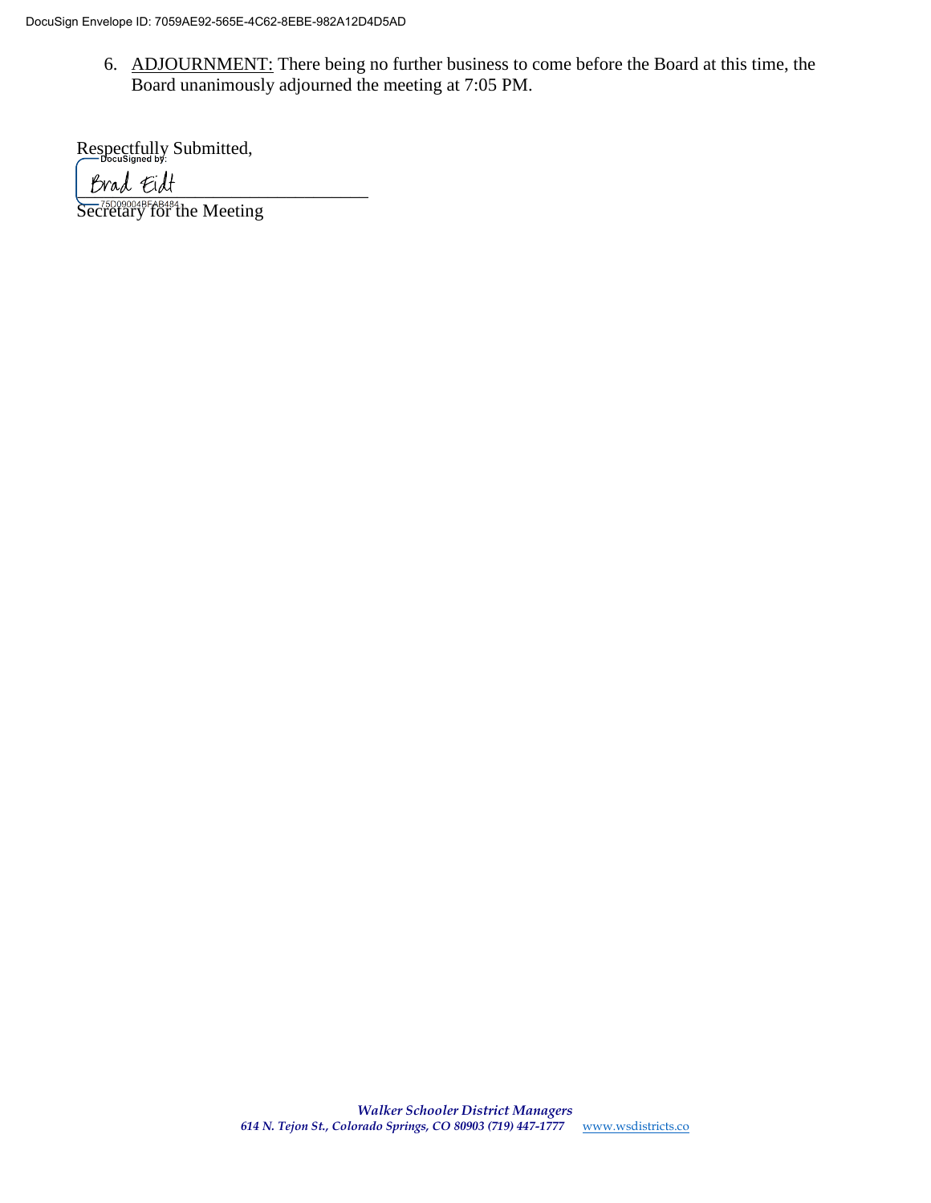6. ADJOURNMENT: There being no further business to come before the Board at this time, the Board unanimously adjourned the meeting at 7:05 PM.

Respectfully Submitted,

DocuSigned by:

Brad Eidt

75D09004BFAB484

Secretary for the Meeting